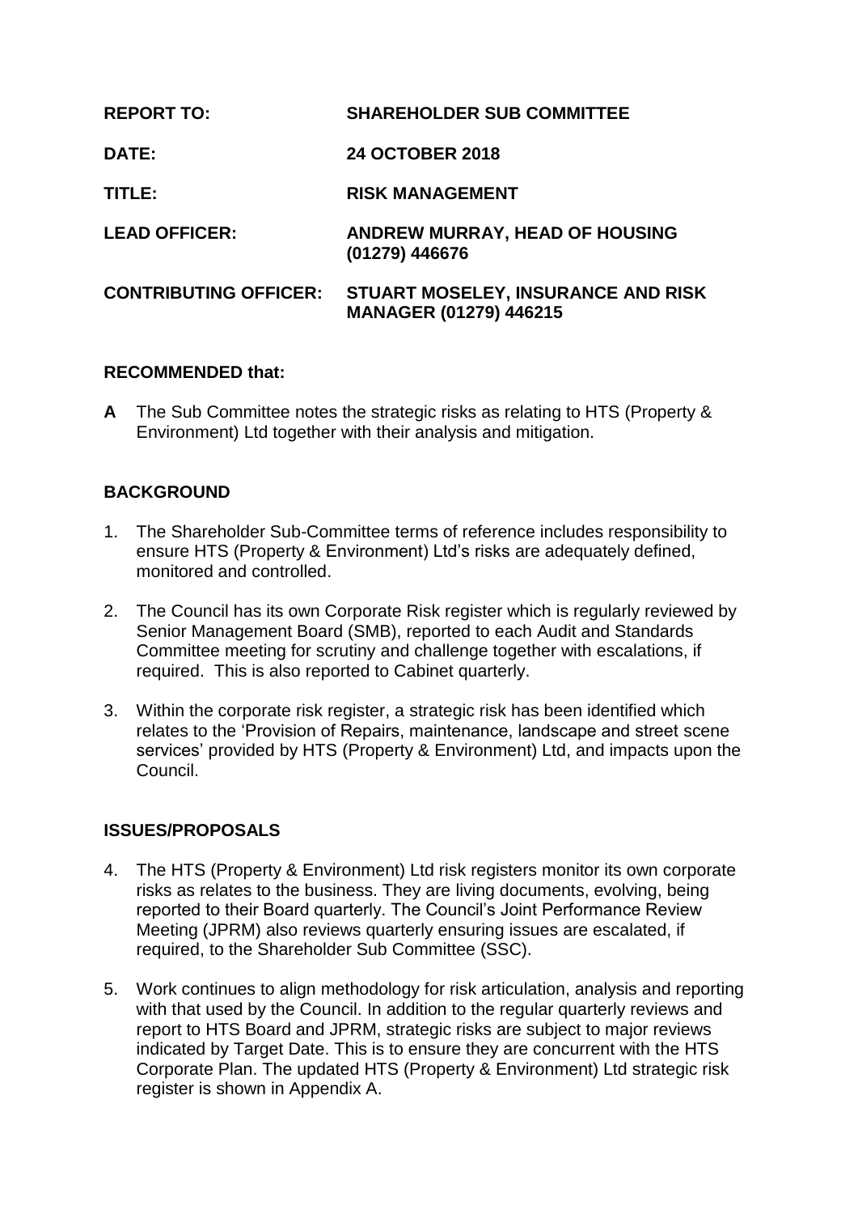| | |
|---|---|
| **REPORT TO:** | **SHAREHOLDER SUB COMMITTEE** |
| **DATE:** | **24 OCTOBER 2018** |
| **TITLE:** | **RISK MANAGEMENT** |
| **LEAD OFFICER:** | **ANDREW MURRAY, HEAD OF HOUSING (01279) 446676** |
| **CONTRIBUTING OFFICER:** | **STUART MOSELEY, INSURANCE AND RISK MANAGER (01279) 446215** |

**RECOMMENDED that:**

**A** The Sub Committee notes the strategic risks as relating to HTS (Property & Environment) Ltd together with their analysis and mitigation.

## BACKGROUND

1. The Shareholder Sub-Committee terms of reference includes responsibility to ensure HTS (Property & Environment) Ltd's risks are adequately defined, monitored and controlled.
2. The Council has its own Corporate Risk register which is regularly reviewed by Senior Management Board (SMB), reported to each Audit and Standards Committee meeting for scrutiny and challenge together with escalations, if required. This is also reported to Cabinet quarterly.
3. Within the corporate risk register, a strategic risk has been identified which relates to the 'Provision of Repairs, maintenance, landscape and street scene services' provided by HTS (Property & Environment) Ltd, and impacts upon the Council.

## ISSUES/PROPOSALS

4. The HTS (Property & Environment) Ltd risk registers monitor its own corporate risks as relates to the business. They are living documents, evolving, being reported to their Board quarterly. The Council's Joint Performance Review Meeting (JPRM) also reviews quarterly ensuring issues are escalated, if required, to the Shareholder Sub Committee (SSC).
5. Work continues to align methodology for risk articulation, analysis and reporting with that used by the Council. In addition to the regular quarterly reviews and report to HTS Board and JPRM, strategic risks are subject to major reviews indicated by Target Date. This is to ensure they are concurrent with the HTS Corporate Plan. The updated HTS (Property & Environment) Ltd strategic risk register is shown in Appendix A.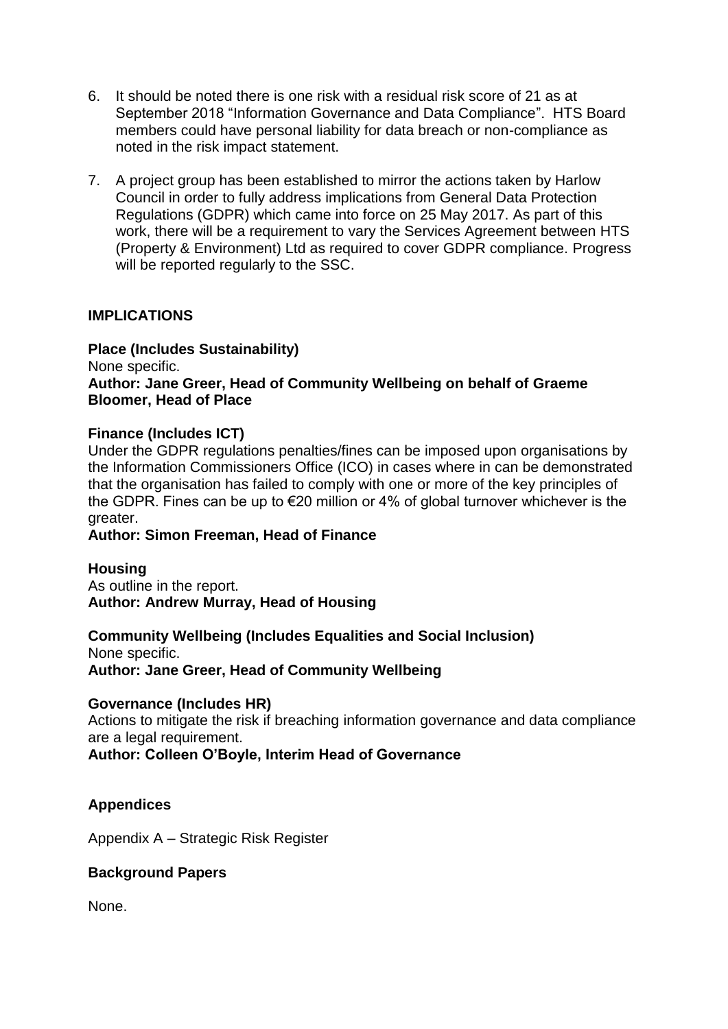6. It should be noted there is one risk with a residual risk score of 21 as at September 2018 "Information Governance and Data Compliance". HTS Board members could have personal liability for data breach or non-compliance as noted in the risk impact statement.

7. A project group has been established to mirror the actions taken by Harlow Council in order to fully address implications from General Data Protection Regulations (GDPR) which came into force on 25 May 2017. As part of this work, there will be a requirement to vary the Services Agreement between HTS (Property & Environment) Ltd as required to cover GDPR compliance. Progress will be reported regularly to the SSC.

**IMPLICATIONS**

**Place (Includes Sustainability)**
None specific.
**Author: Jane Greer, Head of Community Wellbeing on behalf of Graeme Bloomer, Head of Place**

**Finance (Includes ICT)**
Under the GDPR regulations penalties/fines can be imposed upon organisations by the Information Commissioners Office (ICO) in cases where in can be demonstrated that the organisation has failed to comply with one or more of the key principles of the GDPR. Fines can be up to €20 million or 4% of global turnover whichever is the greater.
**Author: Simon Freeman, Head of Finance**

**Housing**
As outline in the report.
**Author: Andrew Murray, Head of Housing**

**Community Wellbeing (Includes Equalities and Social Inclusion)**
None specific.
**Author: Jane Greer, Head of Community Wellbeing**

**Governance (Includes HR)**
Actions to mitigate the risk if breaching information governance and data compliance are a legal requirement.
**Author: Colleen O'Boyle, Interim Head of Governance**

**Appendices**

Appendix A – Strategic Risk Register

**Background Papers**

None.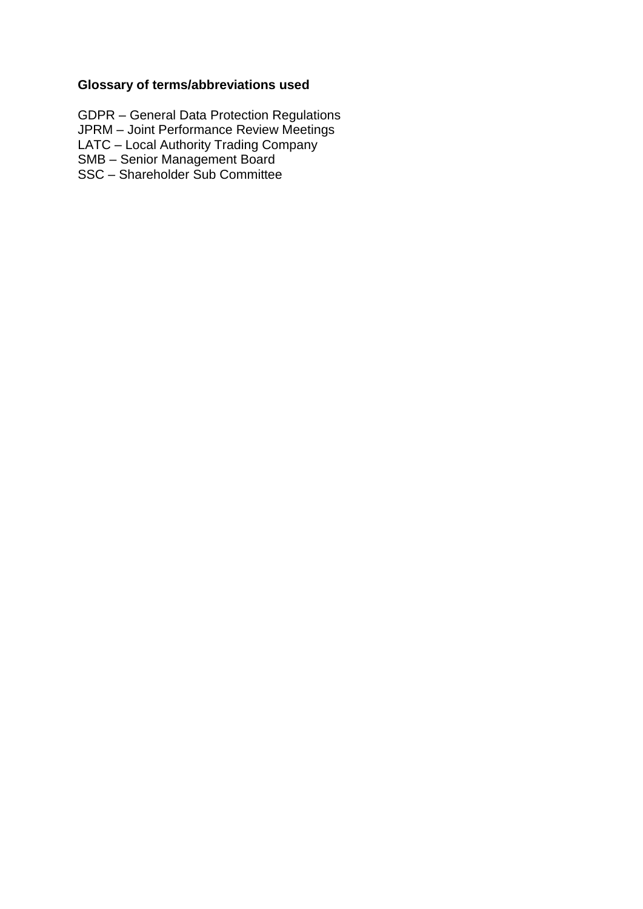**Glossary of terms/abbreviations used**

GDPR – General Data Protection Regulations
JPRM – Joint Performance Review Meetings
LATC – Local Authority Trading Company
SMB – Senior Management Board
SSC – Shareholder Sub Committee